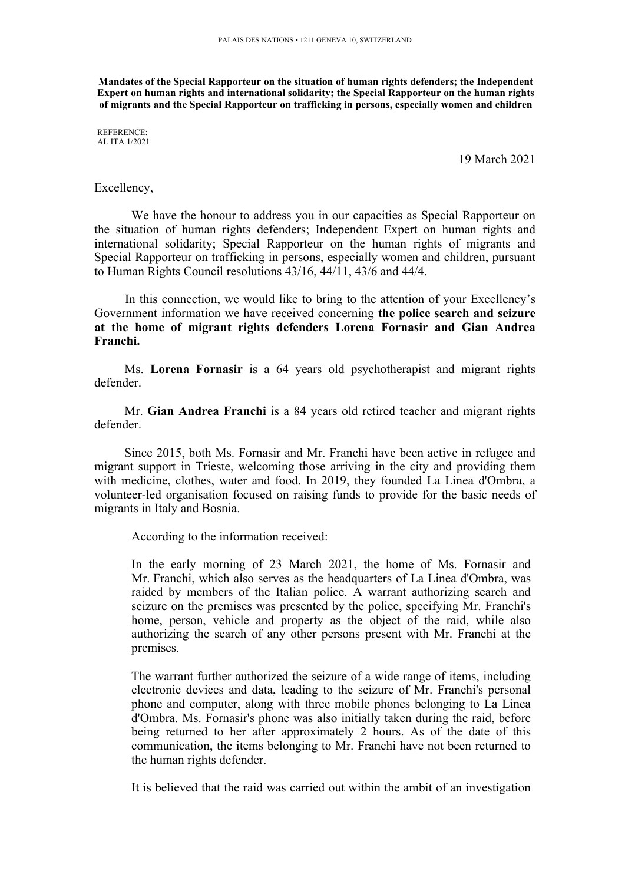PALAIS DES NATIONS • 1211 GENEVA 10, SWITZERLAND

**Mandates of the Special Rapporteur on the situation of human rights defenders; the Independent Expert on human rights and international solidarity; the Special Rapporteur on the human rights of migrants and the Special Rapporteur on trafficking in persons, especially women and children**

REFERENCE:
AL ITA 1/2021

19 March 2021

Excellency,

We have the honour to address you in our capacities as Special Rapporteur on the situation of human rights defenders; Independent Expert on human rights and international solidarity; Special Rapporteur on the human rights of migrants and Special Rapporteur on trafficking in persons, especially women and children, pursuant to Human Rights Council resolutions 43/16, 44/11, 43/6 and 44/4.

In this connection, we would like to bring to the attention of your Excellency's Government information we have received concerning **the police search and seizure at the home of migrant rights defenders Lorena Fornasir and Gian Andrea Franchi.**

Ms. **Lorena Fornasir** is a 64 years old psychotherapist and migrant rights defender.

Mr. **Gian Andrea Franchi** is a 84 years old retired teacher and migrant rights defender.

Since 2015, both Ms. Fornasir and Mr. Franchi have been active in refugee and migrant support in Trieste, welcoming those arriving in the city and providing them with medicine, clothes, water and food. In 2019, they founded La Linea d'Ombra, a volunteer-led organisation focused on raising funds to provide for the basic needs of migrants in Italy and Bosnia.

According to the information received:

> In the early morning of 23 March 2021, the home of Ms. Fornasir and Mr. Franchi, which also serves as the headquarters of La Linea d'Ombra, was raided by members of the Italian police. A warrant authorizing search and seizure on the premises was presented by the police, specifying Mr. Franchi's home, person, vehicle and property as the object of the raid, while also authorizing the search of any other persons present with Mr. Franchi at the premises.
>
> The warrant further authorized the seizure of a wide range of items, including electronic devices and data, leading to the seizure of Mr. Franchi's personal phone and computer, along with three mobile phones belonging to La Linea d'Ombra. Ms. Fornasir's phone was also initially taken during the raid, before being returned to her after approximately 2 hours. As of the date of this communication, the items belonging to Mr. Franchi have not been returned to the human rights defender.
>
> It is believed that the raid was carried out within the ambit of an investigation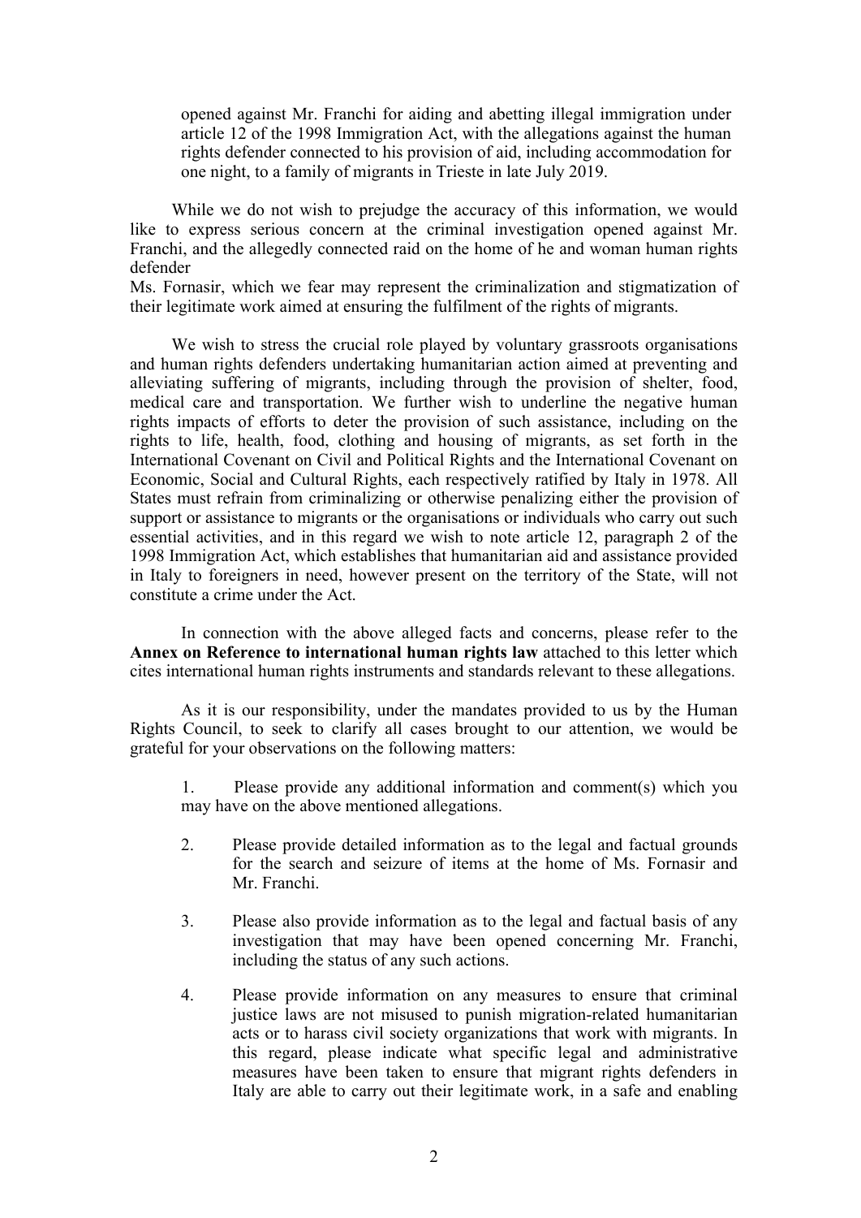opened against Mr. Franchi for aiding and abetting illegal immigration under article 12 of the 1998 Immigration Act, with the allegations against the human rights defender connected to his provision of aid, including accommodation for one night, to a family of migrants in Trieste in late July 2019.

While we do not wish to prejudge the accuracy of this information, we would like to express serious concern at the criminal investigation opened against Mr. Franchi, and the allegedly connected raid on the home of he and woman human rights defender Ms. Fornasir, which we fear may represent the criminalization and stigmatization of their legitimate work aimed at ensuring the fulfilment of the rights of migrants.

We wish to stress the crucial role played by voluntary grassroots organisations and human rights defenders undertaking humanitarian action aimed at preventing and alleviating suffering of migrants, including through the provision of shelter, food, medical care and transportation. We further wish to underline the negative human rights impacts of efforts to deter the provision of such assistance, including on the rights to life, health, food, clothing and housing of migrants, as set forth in the International Covenant on Civil and Political Rights and the International Covenant on Economic, Social and Cultural Rights, each respectively ratified by Italy in 1978. All States must refrain from criminalizing or otherwise penalizing either the provision of support or assistance to migrants or the organisations or individuals who carry out such essential activities, and in this regard we wish to note article 12, paragraph 2 of the 1998 Immigration Act, which establishes that humanitarian aid and assistance provided in Italy to foreigners in need, however present on the territory of the State, will not constitute a crime under the Act.

In connection with the above alleged facts and concerns, please refer to the **Annex on Reference to international human rights law** attached to this letter which cites international human rights instruments and standards relevant to these allegations.

As it is our responsibility, under the mandates provided to us by the Human Rights Council, to seek to clarify all cases brought to our attention, we would be grateful for your observations on the following matters:

1. Please provide any additional information and comment(s) which you may have on the above mentioned allegations.

2. Please provide detailed information as to the legal and factual grounds for the search and seizure of items at the home of Ms. Fornasir and Mr. Franchi.

3. Please also provide information as to the legal and factual basis of any investigation that may have been opened concerning Mr. Franchi, including the status of any such actions.

4. Please provide information on any measures to ensure that criminal justice laws are not misused to punish migration-related humanitarian acts or to harass civil society organizations that work with migrants. In this regard, please indicate what specific legal and administrative measures have been taken to ensure that migrant rights defenders in Italy are able to carry out their legitimate work, in a safe and enabling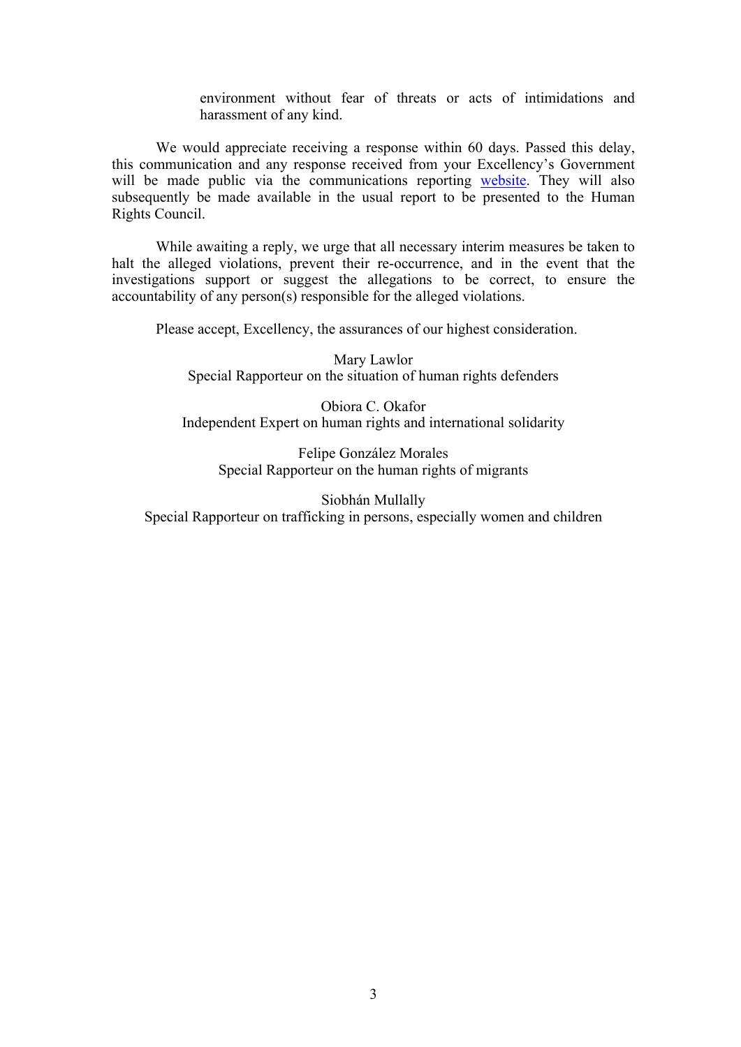environment without fear of threats or acts of intimidations and harassment of any kind.

We would appreciate receiving a response within 60 days. Passed this delay, this communication and any response received from your Excellency's Government will be made public via the communications reporting website. They will also subsequently be made available in the usual report to be presented to the Human Rights Council.

While awaiting a reply, we urge that all necessary interim measures be taken to halt the alleged violations, prevent their re-occurrence, and in the event that the investigations support or suggest the allegations to be correct, to ensure the accountability of any person(s) responsible for the alleged violations.

Please accept, Excellency, the assurances of our highest consideration.

Mary Lawlor
Special Rapporteur on the situation of human rights defenders

Obiora C. Okafor
Independent Expert on human rights and international solidarity

Felipe González Morales
Special Rapporteur on the human rights of migrants

Siobhán Mullally
Special Rapporteur on trafficking in persons, especially women and children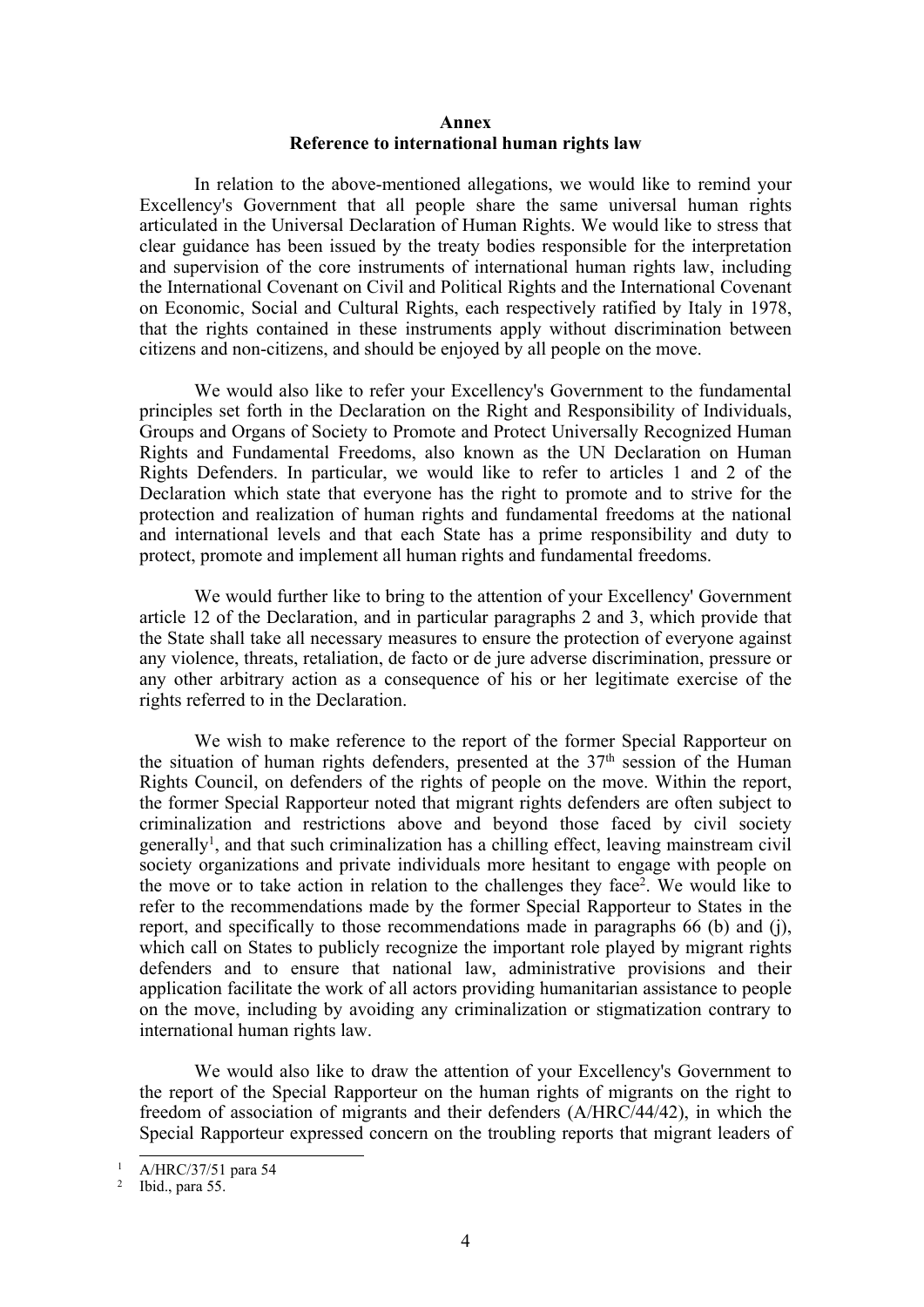**Annex**
**Reference to international human rights law**

In relation to the above-mentioned allegations, we would like to remind your Excellency's Government that all people share the same universal human rights articulated in the Universal Declaration of Human Rights. We would like to stress that clear guidance has been issued by the treaty bodies responsible for the interpretation and supervision of the core instruments of international human rights law, including the International Covenant on Civil and Political Rights and the International Covenant on Economic, Social and Cultural Rights, each respectively ratified by Italy in 1978, that the rights contained in these instruments apply without discrimination between citizens and non-citizens, and should be enjoyed by all people on the move.

We would also like to refer your Excellency's Government to the fundamental principles set forth in the Declaration on the Right and Responsibility of Individuals, Groups and Organs of Society to Promote and Protect Universally Recognized Human Rights and Fundamental Freedoms, also known as the UN Declaration on Human Rights Defenders. In particular, we would like to refer to articles 1 and 2 of the Declaration which state that everyone has the right to promote and to strive for the protection and realization of human rights and fundamental freedoms at the national and international levels and that each State has a prime responsibility and duty to protect, promote and implement all human rights and fundamental freedoms.

We would further like to bring to the attention of your Excellency' Government article 12 of the Declaration, and in particular paragraphs 2 and 3, which provide that the State shall take all necessary measures to ensure the protection of everyone against any violence, threats, retaliation, de facto or de jure adverse discrimination, pressure or any other arbitrary action as a consequence of his or her legitimate exercise of the rights referred to in the Declaration.

We wish to make reference to the report of the former Special Rapporteur on the situation of human rights defenders, presented at the 37th session of the Human Rights Council, on defenders of the rights of people on the move. Within the report, the former Special Rapporteur noted that migrant rights defenders are often subject to criminalization and restrictions above and beyond those faced by civil society generally[1], and that such criminalization has a chilling effect, leaving mainstream civil society organizations and private individuals more hesitant to engage with people on the move or to take action in relation to the challenges they face[2]. We would like to refer to the recommendations made by the former Special Rapporteur to States in the report, and specifically to those recommendations made in paragraphs 66 (b) and (j), which call on States to publicly recognize the important role played by migrant rights defenders and to ensure that national law, administrative provisions and their application facilitate the work of all actors providing humanitarian assistance to people on the move, including by avoiding any criminalization or stigmatization contrary to international human rights law.

We would also like to draw the attention of your Excellency's Government to the report of the Special Rapporteur on the human rights of migrants on the right to freedom of association of migrants and their defenders (A/HRC/44/42), in which the Special Rapporteur expressed concern on the troubling reports that migrant leaders of

---

[1] A/HRC/37/51 para 54

[2] Ibid., para 55.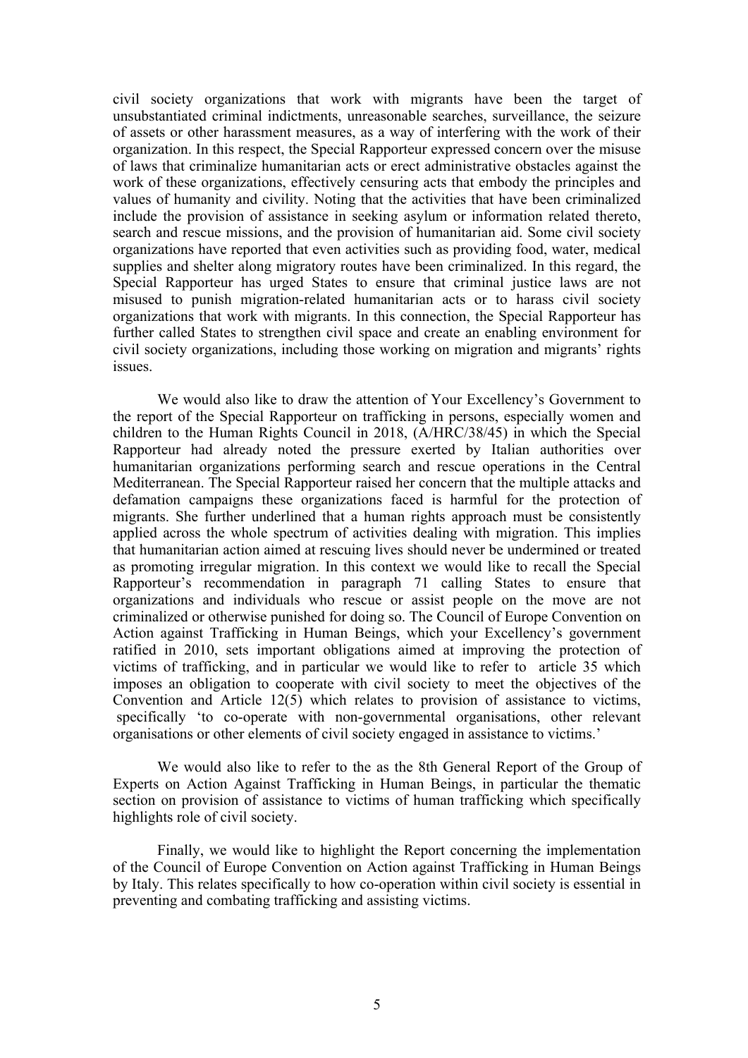civil society organizations that work with migrants have been the target of unsubstantiated criminal indictments, unreasonable searches, surveillance, the seizure of assets or other harassment measures, as a way of interfering with the work of their organization. In this respect, the Special Rapporteur expressed concern over the misuse of laws that criminalize humanitarian acts or erect administrative obstacles against the work of these organizations, effectively censuring acts that embody the principles and values of humanity and civility. Noting that the activities that have been criminalized include the provision of assistance in seeking asylum or information related thereto, search and rescue missions, and the provision of humanitarian aid. Some civil society organizations have reported that even activities such as providing food, water, medical supplies and shelter along migratory routes have been criminalized. In this regard, the Special Rapporteur has urged States to ensure that criminal justice laws are not misused to punish migration-related humanitarian acts or to harass civil society organizations that work with migrants. In this connection, the Special Rapporteur has further called States to strengthen civil space and create an enabling environment for civil society organizations, including those working on migration and migrants' rights issues.

We would also like to draw the attention of Your Excellency's Government to the report of the Special Rapporteur on trafficking in persons, especially women and children to the Human Rights Council in 2018, (A/HRC/38/45) in which the Special Rapporteur had already noted the pressure exerted by Italian authorities over humanitarian organizations performing search and rescue operations in the Central Mediterranean. The Special Rapporteur raised her concern that the multiple attacks and defamation campaigns these organizations faced is harmful for the protection of migrants. She further underlined that a human rights approach must be consistently applied across the whole spectrum of activities dealing with migration. This implies that humanitarian action aimed at rescuing lives should never be undermined or treated as promoting irregular migration. In this context we would like to recall the Special Rapporteur's recommendation in paragraph 71 calling States to ensure that organizations and individuals who rescue or assist people on the move are not criminalized or otherwise punished for doing so. The Council of Europe Convention on Action against Trafficking in Human Beings, which your Excellency's government ratified in 2010, sets important obligations aimed at improving the protection of victims of trafficking, and in particular we would like to refer to article 35 which imposes an obligation to cooperate with civil society to meet the objectives of the Convention and Article 12(5) which relates to provision of assistance to victims, specifically 'to co-operate with non-governmental organisations, other relevant organisations or other elements of civil society engaged in assistance to victims.'

We would also like to refer to the as the 8th General Report of the Group of Experts on Action Against Trafficking in Human Beings, in particular the thematic section on provision of assistance to victims of human trafficking which specifically highlights role of civil society.

Finally, we would like to highlight the Report concerning the implementation of the Council of Europe Convention on Action against Trafficking in Human Beings by Italy. This relates specifically to how co-operation within civil society is essential in preventing and combating trafficking and assisting victims.